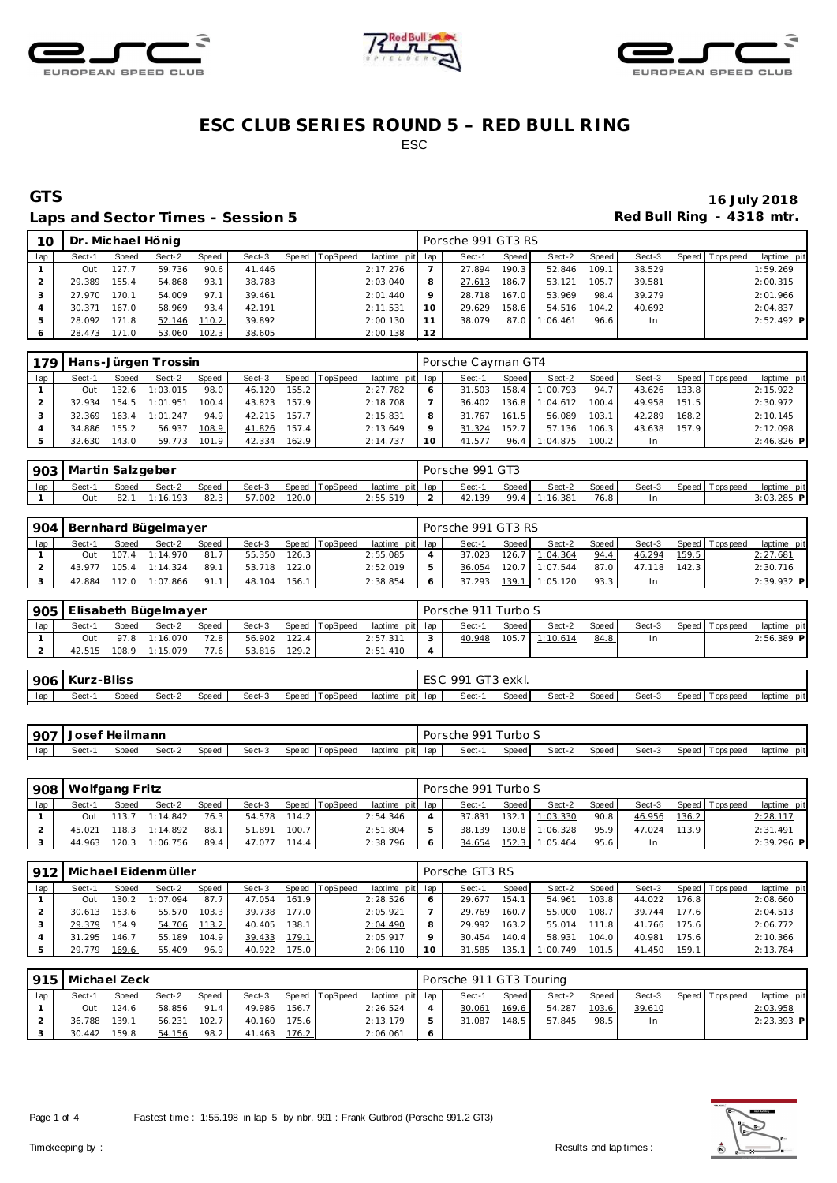# ESC CLUB SERIES ROUND 5 – RED BULL RING

ESC

## GTS

**16 July 2018**

### Laps and Sector Times - Session 5

**Red Bull Ring - 4318 mtr.**

| 10 | Dr. Michael Hönig | | | | | | | | Porsche 991 GT3 RS | | | | | | | | |
|---|---|---|---|---|---|---|---|---|---|---|---|---|---|---|---|---|---|
| lap | Sect-1 | Speed | Sect-2 | Speed | Sect-3 | Speed | TopSpeed | laptime pit | lap | Sect-1 | Speed | Sect-2 | Speed | Sect-3 | Speed | Topspeed | laptime pit |
| 1 | Out | 127.7 | 59.736 | 90.6 | 41.446 | | | 2:17.276 | 7 | 27.894 | 190.3 | 52.846 | 109.1 | 38.529 | | | 1:59.269 |
| 2 | 29.389 | 155.4 | 54.868 | 93.1 | 38.783 | | | 2:03.040 | 8 | 27.613 | 186.7 | 53.121 | 105.7 | 39.581 | | | 2:00.315 |
| 3 | 27.970 | 170.1 | 54.009 | 97.1 | 39.461 | | | 2:01.440 | 9 | 28.718 | 167.0 | 53.969 | 98.4 | 39.279 | | | 2:01.966 |
| 4 | 30.371 | 167.0 | 58.969 | 93.4 | 42.191 | | | 2:11.531 | 10 | 29.629 | 158.6 | 54.516 | 104.2 | 40.692 | | | 2:04.837 |
| 5 | 28.092 | 171.8 | 52.146 | 110.2 | 39.892 | | | 2:00.130 | 11 | 38.079 | 87.0 | 1:06.461 | 96.6 | In | | | 2:52.492 P |
| 6 | 28.473 | 171.0 | 53.060 | 102.3 | 38.605 | | | 2:00.138 | 12 | | | | | | | | |

| 179 | Hans-Jürgen Trossin | | | | | | | | Porsche Cayman GT4 | | | | | | | | |
|---|---|---|---|---|---|---|---|---|---|---|---|---|---|---|---|---|---|
| lap | Sect-1 | Speed | Sect-2 | Speed | Sect-3 | Speed | TopSpeed | laptime pit | lap | Sect-1 | Speed | Sect-2 | Speed | Sect-3 | Speed | Topspeed | laptime pit |
| 1 | Out | 132.6 | 1:03.015 | 98.0 | 46.120 | 155.2 | | 2:27.782 | 6 | 31.503 | 158.4 | 1:00.793 | 94.7 | 43.626 | 133.8 | | 2:15.922 |
| 2 | 32.934 | 154.5 | 1:01.951 | 100.4 | 43.823 | 157.9 | | 2:18.708 | 7 | 36.402 | 136.8 | 1:04.612 | 100.4 | 49.958 | 151.5 | | 2:30.972 |
| 3 | 32.369 | 163.4 | 1:01.247 | 94.9 | 42.215 | 157.7 | | 2:15.831 | 8 | 31.767 | 161.5 | 56.089 | 103.1 | 42.289 | 168.2 | | 2:10.145 |
| 4 | 34.886 | 155.2 | 56.937 | 108.9 | 41.826 | 157.4 | | 2:13.649 | 9 | 31.324 | 152.7 | 57.136 | 106.3 | 43.638 | 157.9 | | 2:12.098 |
| 5 | 32.630 | 143.0 | 59.773 | 101.9 | 42.334 | 162.9 | | 2:14.737 | 10 | 41.577 | 96.4 | 1:04.875 | 100.2 | In | | | 2:46.826 P |

| 903 | Martin Salzgeber | | | | | | | | Porsche 991 GT3 | | | | | | | | |
|---|---|---|---|---|---|---|---|---|---|---|---|---|---|---|---|---|---|
| lap | Sect-1 | Speed | Sect-2 | Speed | Sect-3 | Speed | TopSpeed | laptime pit | lap | Sect-1 | Speed | Sect-2 | Speed | Sect-3 | Speed | Topspeed | laptime pit |
| 1 | Out | 82.1 | 1:16.193 | 82.3 | 57.002 | 120.0 | | 2:55.519 | 2 | 42.139 | 99.4 | 1:16.381 | 76.8 | In | | | 3:03.285 P |

| 904 | Bernhard Bügelmayer | | | | | | | | Porsche 991 GT3 RS | | | | | | | | |
|---|---|---|---|---|---|---|---|---|---|---|---|---|---|---|---|---|---|
| lap | Sect-1 | Speed | Sect-2 | Speed | Sect-3 | Speed | TopSpeed | laptime pit | lap | Sect-1 | Speed | Sect-2 | Speed | Sect-3 | Speed | Topspeed | laptime pit |
| 1 | Out | 107.4 | 1:14.970 | 81.7 | 55.350 | 126.3 | | 2:55.085 | 4 | 37.023 | 126.7 | 1:04.364 | 94.4 | 46.294 | 159.5 | | 2:27.681 |
| 2 | 43.977 | 105.4 | 1:14.324 | 89.1 | 53.718 | 122.0 | | 2:52.019 | 5 | 36.054 | 120.7 | 1:07.544 | 87.0 | 47.118 | 142.3 | | 2:30.716 |
| 3 | 42.884 | 112.0 | 1:07.866 | 91.1 | 48.104 | 156.1 | | 2:38.854 | 6 | 37.293 | 139.1 | 1:05.120 | 93.3 | In | | | 2:39.932 P |

| 905 | Elisabeth Bügelmayer | | | | | | | | Porsche 911 Turbo S | | | | | | | | |
|---|---|---|---|---|---|---|---|---|---|---|---|---|---|---|---|---|---|
| lap | Sect-1 | Speed | Sect-2 | Speed | Sect-3 | Speed | TopSpeed | laptime pit | lap | Sect-1 | Speed | Sect-2 | Speed | Sect-3 | Speed | Topspeed | laptime pit |
| 1 | Out | 97.8 | 1:16.070 | 72.8 | 56.902 | 122.4 | | 2:57.311 | 3 | 40.948 | 105.7 | 1:10.614 | 84.8 | In | | | 2:56.389 P |
| 2 | 42.515 | 108.9 | 1:15.079 | 77.6 | 53.816 | 129.2 | | 2:51.410 | 4 | | | | | | | | |

| 906 | Kurz-Bliss | | | | | | | | ESC 991 GT3 exkl. | | | | | | | | |
|---|---|---|---|---|---|---|---|---|---|---|---|---|---|---|---|---|---|
| lap | Sect-1 | Speed | Sect-2 | Speed | Sect-3 | Speed | TopSpeed | laptime pit | lap | Sect-1 | Speed | Sect-2 | Speed | Sect-3 | Speed | Topspeed | laptime pit |

| 907 | Josef Heilmann | | | | | | | | Porsche 991 Turbo S | | | | | | | | |
|---|---|---|---|---|---|---|---|---|---|---|---|---|---|---|---|---|---|
| lap | Sect-1 | Speed | Sect-2 | Speed | Sect-3 | Speed | TopSpeed | laptime pit | lap | Sect-1 | Speed | Sect-2 | Speed | Sect-3 | Speed | Topspeed | laptime pit |

| 908 | Wolfgang Fritz | | | | | | | | Porsche 991 Turbo S | | | | | | | | |
|---|---|---|---|---|---|---|---|---|---|---|---|---|---|---|---|---|---|
| lap | Sect-1 | Speed | Sect-2 | Speed | Sect-3 | Speed | TopSpeed | laptime pit | lap | Sect-1 | Speed | Sect-2 | Speed | Sect-3 | Speed | Topspeed | laptime pit |
| 1 | Out | 113.7 | 1:14.842 | 76.3 | 54.578 | 114.2 | | 2:54.346 | 4 | 37.831 | 132.1 | 1:03.330 | 90.8 | 46.956 | 136.2 | | 2:28.117 |
| 2 | 45.021 | 118.3 | 1:14.892 | 88.1 | 51.891 | 100.7 | | 2:51.804 | 5 | 38.139 | 130.8 | 1:06.328 | 95.9 | 47.024 | 113.9 | | 2:31.491 |
| 3 | 44.963 | 120.3 | 1:06.756 | 89.4 | 47.077 | 114.4 | | 2:38.796 | 6 | 34.654 | 152.3 | 1:05.464 | 95.6 | In | | | 2:39.296 P |

| 912 | Michael Eidenmüller | | | | | | | | Porsche GT3 RS | | | | | | | | |
|---|---|---|---|---|---|---|---|---|---|---|---|---|---|---|---|---|---|
| lap | Sect-1 | Speed | Sect-2 | Speed | Sect-3 | Speed | TopSpeed | laptime pit | lap | Sect-1 | Speed | Sect-2 | Speed | Sect-3 | Speed | Topspeed | laptime pit |
| 1 | Out | 130.2 | 1:07.094 | 87.7 | 47.054 | 161.9 | | 2:28.526 | 6 | 29.677 | 154.1 | 54.961 | 103.8 | 44.022 | 176.8 | | 2:08.660 |
| 2 | 30.613 | 153.6 | 55.570 | 103.3 | 39.738 | 177.0 | | 2:05.921 | 7 | 29.769 | 160.7 | 55.000 | 108.7 | 39.744 | 177.6 | | 2:04.513 |
| 3 | 29.379 | 154.9 | 54.706 | 113.2 | 40.405 | 138.1 | | 2:04.490 | 8 | 29.992 | 163.2 | 55.014 | 111.8 | 41.766 | 175.6 | | 2:06.772 |
| 4 | 31.295 | 146.7 | 55.189 | 104.9 | 39.433 | 179.1 | | 2:05.917 | 9 | 30.454 | 140.4 | 58.931 | 104.0 | 40.981 | 175.6 | | 2:10.366 |
| 5 | 29.779 | 169.6 | 55.409 | 96.9 | 40.922 | 175.0 | | 2:06.110 | 10 | 31.585 | 135.1 | 1:00.749 | 101.5 | 41.450 | 159.1 | | 2:13.784 |

| 915 | Michael Zeck | | | | | | | | Porsche 911 GT3 Touring | | | | | | | | |
|---|---|---|---|---|---|---|---|---|---|---|---|---|---|---|---|---|---|
| lap | Sect-1 | Speed | Sect-2 | Speed | Sect-3 | Speed | TopSpeed | laptime pit | lap | Sect-1 | Speed | Sect-2 | Speed | Sect-3 | Speed | Topspeed | laptime pit |
| 1 | Out | 124.6 | 58.856 | 91.4 | 49.986 | 156.7 | | 2:26.524 | 4 | 30.061 | 169.6 | 54.287 | 103.6 | 39.610 | | | 2:03.958 |
| 2 | 36.788 | 139.1 | 56.231 | 102.7 | 40.160 | 175.6 | | 2:13.179 | 5 | 31.087 | 148.5 | 57.845 | 98.5 | In | | | 2:23.393 P |
| 3 | 30.442 | 159.8 | 54.156 | 98.2 | 41.463 | 176.2 | | 2:06.061 | 6 | | | | | | | | |

Fastest time : 1:55.198 in lap 5 by nbr. 991 : Frank Gutbrod (Porsche 991.2 GT3)

Timekeeping by :

Results and lap times :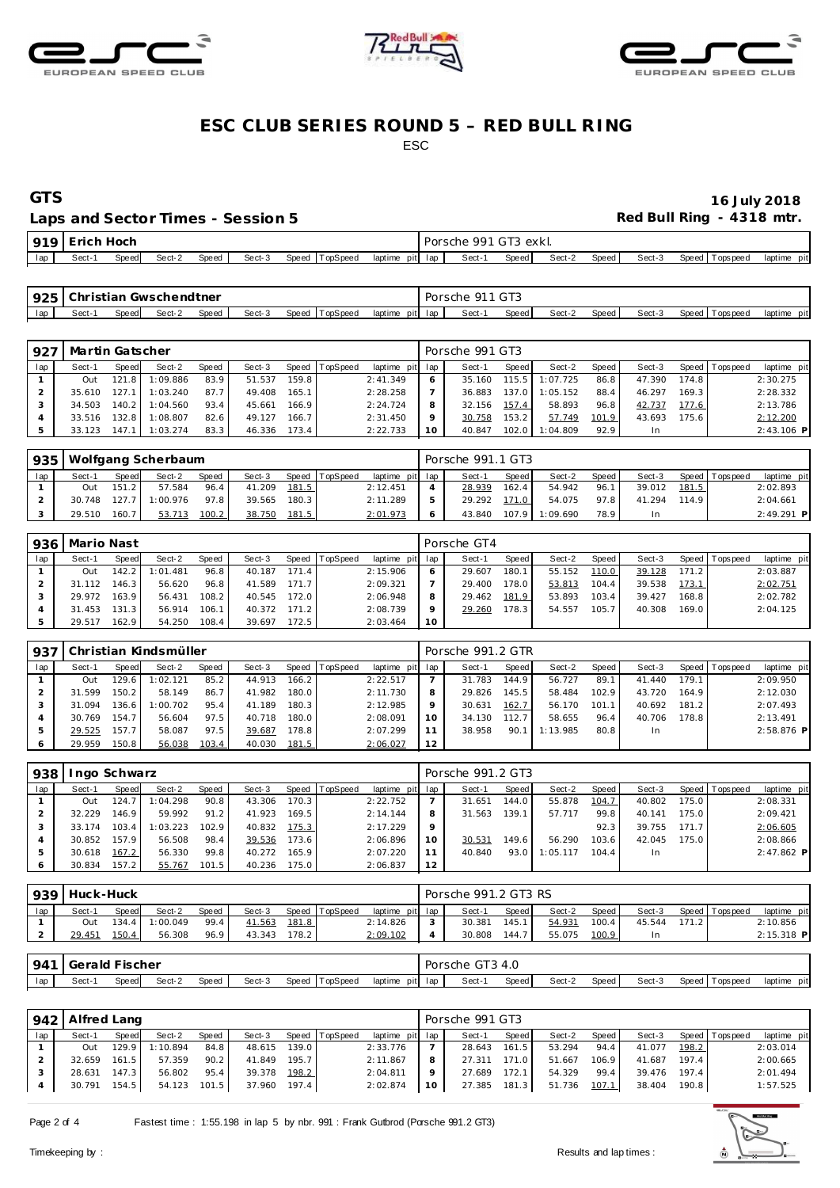# ESC CLUB SERIES ROUND 5 – RED BULL RING

ESC

## GTS

**16 July 2018**

### Laps and Sector Times - Session 5

**Red Bull Ring - 4318 mtr.**

| **919** | **Erich Hoch** | | | | | | | | Porsche 991 GT3 exkl. | | | | | | | | |
|---|---|---|---|---|---|---|---|---|---|---|---|---|---|---|---|---|---|
| lap | Sect-1 | Speed | Sect-2 | Speed | Sect-3 | Speed | TopSpeed | laptime pit | lap | Sect-1 | Speed | Sect-2 | Speed | Sect-3 | Speed | Topspeed | laptime pit |

| **925** | **Christian Gwschendtner** | | | | | | | | Porsche 911 GT3 | | | | | | | | |
|---|---|---|---|---|---|---|---|---|---|---|---|---|---|---|---|---|---|
| lap | Sect-1 | Speed | Sect-2 | Speed | Sect-3 | Speed | TopSpeed | laptime pit | lap | Sect-1 | Speed | Sect-2 | Speed | Sect-3 | Speed | Topspeed | laptime pit |

| **927** | **Martin Gatscher** | | | | | | | | Porsche 991 GT3 | | | | | | | | |
|---|---|---|---|---|---|---|---|---|---|---|---|---|---|---|---|---|---|
| lap | Sect-1 | Speed | Sect-2 | Speed | Sect-3 | Speed | TopSpeed | laptime pit | lap | Sect-1 | Speed | Sect-2 | Speed | Sect-3 | Speed | Topspeed | laptime pit |
| 1 | Out | 121.8 | 1:09.886 | 83.9 | 51.537 | 159.8 | | 2:41.349 | 6 | 35.160 | 115.5 | 1:07.725 | 86.8 | 47.390 | 174.8 | | 2:30.275 |
| 2 | 35.610 | 127.1 | 1:03.240 | 87.7 | 49.408 | 165.1 | | 2:28.258 | 7 | 36.883 | 137.0 | 1:05.152 | 88.4 | 46.297 | 169.3 | | 2:28.332 |
| 3 | 34.503 | 140.2 | 1:04.560 | 93.4 | 45.661 | 166.9 | | 2:24.724 | 8 | 32.156 | 157.4 | 58.893 | 96.8 | 42.737 | 177.6 | | 2:13.786 |
| 4 | 33.516 | 132.8 | 1:08.807 | 82.6 | 49.127 | 166.7 | | 2:31.450 | 9 | 30.758 | 153.2 | 57.749 | 101.9 | 43.693 | 175.6 | | 2:12.200 |
| 5 | 33.123 | 147.1 | 1:03.274 | 83.3 | 46.336 | 173.4 | | 2:22.733 | 10 | 40.847 | 102.0 | 1:04.809 | 92.9 | In | | | 2:43.106 P |

| **935** | **Wolfgang Scherbaum** | | | | | | | | Porsche 991.1 GT3 | | | | | | | | |
|---|---|---|---|---|---|---|---|---|---|---|---|---|---|---|---|---|---|
| lap | Sect-1 | Speed | Sect-2 | Speed | Sect-3 | Speed | TopSpeed | laptime pit | lap | Sect-1 | Speed | Sect-2 | Speed | Sect-3 | Speed | Topspeed | laptime pit |
| 1 | Out | 151.2 | 57.584 | 96.4 | 41.209 | 181.5 | | 2:12.451 | 4 | 28.939 | 162.4 | 54.942 | 96.1 | 39.012 | 181.5 | | 2:02.893 |
| 2 | 30.748 | 127.7 | 1:00.976 | 97.8 | 39.565 | 180.3 | | 2:11.289 | 5 | 29.292 | 171.0 | 54.075 | 97.8 | 41.294 | 114.9 | | 2:04.661 |
| 3 | 29.510 | 160.7 | 53.713 | 100.2 | 38.750 | 181.5 | | 2:01.973 | 6 | 43.840 | 107.9 | 1:09.690 | 78.9 | In | | | 2:49.291 P |

| **936** | **Mario Nast** | | | | | | | | Porsche GT4 | | | | | | | | |
|---|---|---|---|---|---|---|---|---|---|---|---|---|---|---|---|---|---|
| lap | Sect-1 | Speed | Sect-2 | Speed | Sect-3 | Speed | TopSpeed | laptime pit | lap | Sect-1 | Speed | Sect-2 | Speed | Sect-3 | Speed | Topspeed | laptime pit |
| 1 | Out | 142.2 | 1:01.481 | 96.8 | 40.187 | 171.4 | | 2:15.906 | 6 | 29.607 | 180.1 | 55.152 | 110.0 | 39.128 | 171.2 | | 2:03.887 |
| 2 | 31.112 | 146.3 | 56.620 | 96.8 | 41.589 | 171.7 | | 2:09.321 | 7 | 29.400 | 178.0 | 53.813 | 104.4 | 39.538 | 173.1 | | 2:02.751 |
| 3 | 29.972 | 163.9 | 56.431 | 108.2 | 40.545 | 172.0 | | 2:06.948 | 8 | 29.462 | 181.9 | 53.893 | 103.4 | 39.427 | 168.8 | | 2:02.782 |
| 4 | 31.453 | 131.3 | 56.914 | 106.1 | 40.372 | 171.2 | | 2:08.739 | 9 | 29.260 | 178.3 | 54.557 | 105.7 | 40.308 | 169.0 | | 2:04.125 |
| 5 | 29.517 | 162.9 | 54.250 | 108.4 | 39.697 | 172.5 | | 2:03.464 | 10 | | | | | | | | |

| **937** | **Christian Kindsmüller** | | | | | | | | Porsche 991.2 GTR | | | | | | | | |
|---|---|---|---|---|---|---|---|---|---|---|---|---|---|---|---|---|---|
| lap | Sect-1 | Speed | Sect-2 | Speed | Sect-3 | Speed | TopSpeed | laptime pit | lap | Sect-1 | Speed | Sect-2 | Speed | Sect-3 | Speed | Topspeed | laptime pit |
| 1 | Out | 129.6 | 1:02.121 | 85.2 | 44.913 | 166.2 | | 2:22.517 | 7 | 31.783 | 144.9 | 56.727 | 89.1 | 41.440 | 179.1 | | 2:09.950 |
| 2 | 31.599 | 150.2 | 58.149 | 86.7 | 41.982 | 180.0 | | 2:11.730 | 8 | 29.826 | 145.5 | 58.484 | 102.9 | 43.720 | 164.9 | | 2:12.030 |
| 3 | 31.094 | 136.6 | 1:00.702 | 95.4 | 41.189 | 180.3 | | 2:12.985 | 9 | 30.631 | 162.7 | 56.170 | 101.1 | 40.692 | 181.2 | | 2:07.493 |
| 4 | 30.769 | 154.7 | 56.604 | 97.5 | 40.718 | 180.0 | | 2:08.091 | 10 | 34.130 | 112.7 | 58.655 | 96.4 | 40.706 | 178.8 | | 2:13.491 |
| 5 | 29.525 | 157.7 | 58.087 | 97.5 | 39.687 | 178.8 | | 2:07.299 | 11 | 38.958 | 90.1 | 1:13.985 | 80.8 | In | | | 2:58.876 P |
| 6 | 29.959 | 150.8 | 56.038 | 103.4 | 40.030 | 181.5 | | 2:06.027 | 12 | | | | | | | | |

| **938** | **Ingo Schwarz** | | | | | | | | Porsche 991.2 GT3 | | | | | | | | |
|---|---|---|---|---|---|---|---|---|---|---|---|---|---|---|---|---|---|
| lap | Sect-1 | Speed | Sect-2 | Speed | Sect-3 | Speed | TopSpeed | laptime pit | lap | Sect-1 | Speed | Sect-2 | Speed | Sect-3 | Speed | Topspeed | laptime pit |
| 1 | Out | 124.7 | 1:04.298 | 90.8 | 43.306 | 170.3 | | 2:22.752 | 7 | 31.651 | 144.0 | 55.878 | 104.7 | 40.802 | 175.0 | | 2:08.331 |
| 2 | 32.229 | 146.9 | 59.992 | 91.2 | 41.923 | 169.5 | | 2:14.144 | 8 | 31.563 | 139.1 | 57.717 | 99.8 | 40.141 | 175.0 | | 2:09.421 |
| 3 | 33.174 | 103.4 | 1:03.223 | 102.9 | 40.832 | 175.3 | | 2:17.229 | 9 | | | | 92.3 | 39.755 | 171.7 | | 2:06.605 |
| 4 | 30.852 | 157.9 | 56.508 | 98.4 | 39.536 | 173.6 | | 2:06.896 | 10 | 30.531 | 149.6 | 56.290 | 103.6 | 42.045 | 175.0 | | 2:08.866 |
| 5 | 30.618 | 167.2 | 56.330 | 99.8 | 40.272 | 165.9 | | 2:07.220 | 11 | 40.840 | 93.0 | 1:05.117 | 104.4 | In | | | 2:47.862 P |
| 6 | 30.834 | 157.2 | 55.767 | 101.5 | 40.236 | 175.0 | | 2:06.837 | 12 | | | | | | | | |

| **939** | **Huck-Huck** | | | | | | | | Porsche 991.2 GT3 RS | | | | | | | | |
|---|---|---|---|---|---|---|---|---|---|---|---|---|---|---|---|---|---|
| lap | Sect-1 | Speed | Sect-2 | Speed | Sect-3 | Speed | TopSpeed | laptime pit | lap | Sect-1 | Speed | Sect-2 | Speed | Sect-3 | Speed | Topspeed | laptime pit |
| 1 | Out | 134.4 | 1:00.049 | 99.4 | 41.563 | 181.8 | | 2:14.826 | 3 | 30.381 | 145.1 | 54.931 | 100.4 | 45.544 | 171.2 | | 2:10.856 |
| 2 | 29.451 | 150.4 | 56.308 | 96.9 | 43.343 | 178.2 | | 2:09.102 | 4 | 30.808 | 144.7 | 55.075 | 100.9 | In | | | 2:15.318 P |

| **941** | **Gerald Fischer** | | | | | | | | Porsche GT3 4.0 | | | | | | | | |
|---|---|---|---|---|---|---|---|---|---|---|---|---|---|---|---|---|---|
| lap | Sect-1 | Speed | Sect-2 | Speed | Sect-3 | Speed | TopSpeed | laptime pit | lap | Sect-1 | Speed | Sect-2 | Speed | Sect-3 | Speed | Topspeed | laptime pit |

| **942** | **Alfred Lang** | | | | | | | | Porsche 991 GT3 | | | | | | | | |
|---|---|---|---|---|---|---|---|---|---|---|---|---|---|---|---|---|---|
| lap | Sect-1 | Speed | Sect-2 | Speed | Sect-3 | Speed | TopSpeed | laptime pit | lap | Sect-1 | Speed | Sect-2 | Speed | Sect-3 | Speed | Topspeed | laptime pit |
| 1 | Out | 129.9 | 1:10.894 | 84.8 | 48.615 | 139.0 | | 2:33.776 | 7 | 28.643 | 161.5 | 53.294 | 94.4 | 41.077 | 198.2 | | 2:03.014 |
| 2 | 32.659 | 161.5 | 57.359 | 90.2 | 41.849 | 195.7 | | 2:11.867 | 8 | 27.311 | 171.0 | 51.667 | 106.9 | 41.687 | 197.4 | | 2:00.665 |
| 3 | 28.631 | 147.3 | 56.802 | 95.4 | 39.378 | 198.2 | | 2:04.811 | 9 | 27.689 | 172.1 | 54.329 | 99.4 | 39.476 | 197.4 | | 2:01.494 |
| 4 | 30.791 | 154.5 | 54.123 | 101.5 | 37.960 | 197.4 | | 2:02.874 | 10 | 27.385 | 181.3 | 51.736 | 107.1 | 38.404 | 190.8 | | 1:57.525 |

Fastest time : 1:55.198 in lap 5 by nbr. 991 : Frank Gutbrod (Porsche 991.2 GT3)

Timekeeping by :

Results and lap times :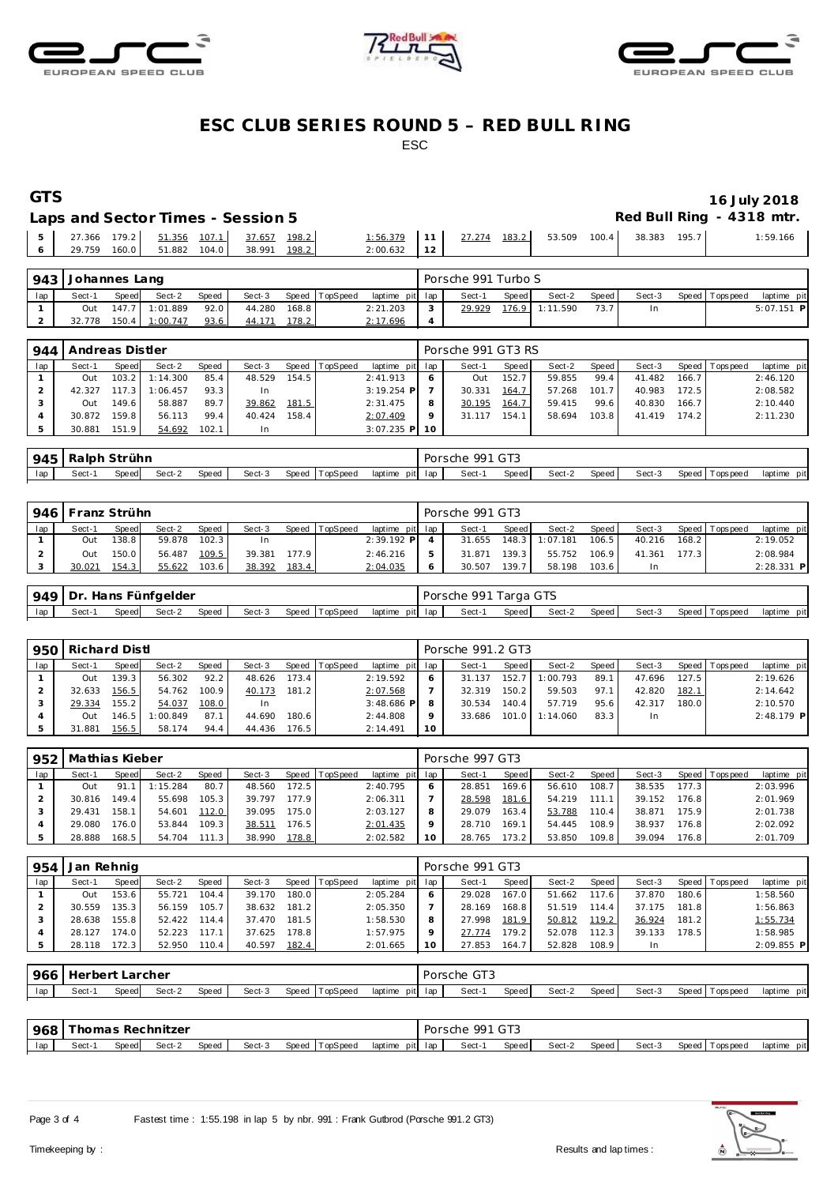# ESC CLUB SERIES ROUND 5 – RED BULL RING

ESC

## GTS

**16 July 2018**

**Laps and Sector Times - Session 5**

**Red Bull Ring - 4318 mtr.**

| lap | Sect-1 | Speed | Sect-2 | Speed | Sect-3 | Speed | TopSpeed | laptime pit | lap | Sect-1 | Speed | Sect-2 | Speed | Sect-3 | Speed | Topspeed | laptime pit |
|---|---|---|---|---|---|---|---|---|---|---|---|---|---|---|---|---|---|
| 5 | 27.366 | 179.2 | 51.356 | 107.1 | 37.657 | 198.2 | | 1:56.379 | 11 | 27.274 | 183.2 | 53.509 | 100.4 | 38.383 | 195.7 | | 1:59.166 |
| 6 | 29.759 | 160.0 | 51.882 | 104.0 | 38.991 | 198.2 | | 2:00.632 | 12 | | | | | | | | |

### 943 Johannes Lang — Porsche 991 Turbo S

| lap | Sect-1 | Speed | Sect-2 | Speed | Sect-3 | Speed | TopSpeed | laptime pit | lap | Sect-1 | Speed | Sect-2 | Speed | Sect-3 | Speed | Topspeed | laptime pit |
|---|---|---|---|---|---|---|---|---|---|---|---|---|---|---|---|---|---|
| 1 | Out | 147.7 | 1:01.889 | 92.0 | 44.280 | 168.8 | | 2:21.203 | 3 | 29.929 | 176.9 | 1:11.590 | 73.7 | In | | | 5:07.151 P |
| 2 | 32.778 | 150.4 | 1:00.747 | 93.6 | 44.171 | 178.2 | | 2:17.696 | 4 | | | | | | | | |

### 944 Andreas Distler — Porsche 991 GT3 RS

| lap | Sect-1 | Speed | Sect-2 | Speed | Sect-3 | Speed | TopSpeed | laptime pit | lap | Sect-1 | Speed | Sect-2 | Speed | Sect-3 | Speed | Topspeed | laptime pit |
|---|---|---|---|---|---|---|---|---|---|---|---|---|---|---|---|---|---|
| 1 | Out | 103.2 | 1:14.300 | 85.4 | 48.529 | 154.5 | | 2:41.913 | 6 | Out | 152.7 | 59.855 | 99.4 | 41.482 | 166.7 | | 2:46.120 |
| 2 | 42.327 | 117.3 | 1:06.457 | 93.3 | In | | | 3:19.254 P | 7 | 30.331 | 164.7 | 57.268 | 101.7 | 40.983 | 172.5 | | 2:08.582 |
| 3 | Out | 149.6 | 58.887 | 89.7 | 39.862 | 181.5 | | 2:31.475 | 8 | 30.195 | 164.7 | 59.415 | 99.6 | 40.830 | 166.7 | | 2:10.440 |
| 4 | 30.872 | 159.8 | 56.113 | 99.4 | 40.424 | 158.4 | | 2:07.409 | 9 | 31.117 | 154.1 | 58.694 | 103.8 | 41.419 | 174.2 | | 2:11.230 |
| 5 | 30.881 | 151.9 | 54.692 | 102.1 | In | | | 3:07.235 P | 10 | | | | | | | | |

### 945 Ralph Strühn — Porsche 991 GT3

| lap | Sect-1 | Speed | Sect-2 | Speed | Sect-3 | Speed | TopSpeed | laptime pit | lap | Sect-1 | Speed | Sect-2 | Speed | Sect-3 | Speed | Topspeed | laptime pit |
|---|---|---|---|---|---|---|---|---|---|---|---|---|---|---|---|---|---|

### 946 Franz Strühn — Porsche 991 GT3

| lap | Sect-1 | Speed | Sect-2 | Speed | Sect-3 | Speed | TopSpeed | laptime pit | lap | Sect-1 | Speed | Sect-2 | Speed | Sect-3 | Speed | Topspeed | laptime pit |
|---|---|---|---|---|---|---|---|---|---|---|---|---|---|---|---|---|---|
| 1 | Out | 138.8 | 59.878 | 102.3 | In | | | 2:39.192 P | 4 | 31.655 | 148.3 | 1:07.181 | 106.5 | 40.216 | 168.2 | | 2:19.052 |
| 2 | Out | 150.0 | 56.487 | 109.5 | 39.381 | 177.9 | | 2:46.216 | 5 | 31.871 | 139.3 | 55.752 | 106.9 | 41.361 | 177.3 | | 2:08.984 |
| 3 | 30.021 | 154.3 | 55.622 | 103.6 | 38.392 | 183.4 | | 2:04.035 | 6 | 30.507 | 139.7 | 58.198 | 103.6 | In | | | 2:28.331 P |

### 949 Dr. Hans Fünfgelder — Porsche 991 Targa GTS

| lap | Sect-1 | Speed | Sect-2 | Speed | Sect-3 | Speed | TopSpeed | laptime pit | lap | Sect-1 | Speed | Sect-2 | Speed | Sect-3 | Speed | Topspeed | laptime pit |
|---|---|---|---|---|---|---|---|---|---|---|---|---|---|---|---|---|---|

### 950 Richard Distl — Porsche 991.2 GT3

| lap | Sect-1 | Speed | Sect-2 | Speed | Sect-3 | Speed | TopSpeed | laptime pit | lap | Sect-1 | Speed | Sect-2 | Speed | Sect-3 | Speed | Topspeed | laptime pit |
|---|---|---|---|---|---|---|---|---|---|---|---|---|---|---|---|---|---|
| 1 | Out | 139.3 | 56.302 | 92.2 | 48.626 | 173.4 | | 2:19.592 | 6 | 31.137 | 152.7 | 1:00.793 | 89.1 | 47.696 | 127.5 | | 2:19.626 |
| 2 | 32.633 | 156.5 | 54.762 | 100.9 | 40.173 | 181.2 | | 2:07.568 | 7 | 32.319 | 150.2 | 59.503 | 97.1 | 42.820 | 182.1 | | 2:14.642 |
| 3 | 29.334 | 155.2 | 54.037 | 108.0 | In | | | 3:48.686 P | 8 | 30.534 | 140.4 | 57.719 | 95.6 | 42.317 | 180.0 | | 2:10.570 |
| 4 | Out | 146.5 | 1:00.849 | 87.1 | 44.690 | 180.6 | | 2:44.808 | 9 | 33.686 | 101.0 | 1:14.060 | 83.3 | In | | | 2:48.179 P |
| 5 | 31.881 | 156.5 | 58.174 | 94.4 | 44.436 | 176.5 | | 2:14.491 | 10 | | | | | | | | |

### 952 Mathias Kieber — Porsche 997 GT3

| lap | Sect-1 | Speed | Sect-2 | Speed | Sect-3 | Speed | TopSpeed | laptime pit | lap | Sect-1 | Speed | Sect-2 | Speed | Sect-3 | Speed | Topspeed | laptime pit |
|---|---|---|---|---|---|---|---|---|---|---|---|---|---|---|---|---|---|
| 1 | Out | 91.1 | 1:15.284 | 80.7 | 48.560 | 172.5 | | 2:40.795 | 6 | 28.851 | 169.6 | 56.610 | 108.7 | 38.535 | 177.3 | | 2:03.996 |
| 2 | 30.816 | 149.4 | 55.698 | 105.3 | 39.797 | 177.9 | | 2:06.311 | 7 | 28.598 | 181.6 | 54.219 | 111.1 | 39.152 | 176.8 | | 2:01.969 |
| 3 | 29.431 | 158.1 | 54.601 | 112.0 | 39.095 | 175.0 | | 2:03.127 | 8 | 29.079 | 163.4 | 53.788 | 110.4 | 38.871 | 175.9 | | 2:01.738 |
| 4 | 29.080 | 176.0 | 53.844 | 109.3 | 38.511 | 176.5 | | 2:01.435 | 9 | 28.710 | 169.1 | 54.445 | 108.9 | 38.937 | 176.8 | | 2:02.092 |
| 5 | 28.888 | 168.5 | 54.704 | 111.3 | 38.990 | 178.8 | | 2:02.582 | 10 | 28.765 | 173.2 | 53.850 | 109.8 | 39.094 | 176.8 | | 2:01.709 |

### 954 Jan Rehnig — Porsche 991 GT3

| lap | Sect-1 | Speed | Sect-2 | Speed | Sect-3 | Speed | TopSpeed | laptime pit | lap | Sect-1 | Speed | Sect-2 | Speed | Sect-3 | Speed | Topspeed | laptime pit |
|---|---|---|---|---|---|---|---|---|---|---|---|---|---|---|---|---|---|
| 1 | Out | 153.6 | 55.721 | 104.4 | 39.170 | 180.0 | | 2:05.284 | 6 | 29.028 | 167.0 | 51.662 | 117.6 | 37.870 | 180.6 | | 1:58.560 |
| 2 | 30.559 | 135.3 | 56.159 | 105.7 | 38.632 | 181.2 | | 2:05.350 | 7 | 28.169 | 168.8 | 51.519 | 114.4 | 37.175 | 181.8 | | 1:56.863 |
| 3 | 28.638 | 155.8 | 52.422 | 114.4 | 37.470 | 181.5 | | 1:58.530 | 8 | 27.998 | 181.9 | 50.812 | 119.2 | 36.924 | 181.2 | | 1:55.734 |
| 4 | 28.127 | 174.0 | 52.223 | 117.1 | 37.625 | 178.8 | | 1:57.975 | 9 | 27.774 | 179.2 | 52.078 | 112.3 | 39.133 | 178.5 | | 1:58.985 |
| 5 | 28.118 | 172.3 | 52.950 | 110.4 | 40.597 | 182.4 | | 2:01.665 | 10 | 27.853 | 164.7 | 52.828 | 108.9 | In | | | 2:09.855 P |

### 966 Herbert Larcher — Porsche GT3

| lap | Sect-1 | Speed | Sect-2 | Speed | Sect-3 | Speed | TopSpeed | laptime pit | lap | Sect-1 | Speed | Sect-2 | Speed | Sect-3 | Speed | Topspeed | laptime pit |
|---|---|---|---|---|---|---|---|---|---|---|---|---|---|---|---|---|---|

### 968 Thomas Rechnitzer — Porsche 991 GT3

| lap | Sect-1 | Speed | Sect-2 | Speed | Sect-3 | Speed | TopSpeed | laptime pit | lap | Sect-1 | Speed | Sect-2 | Speed | Sect-3 | Speed | Topspeed | laptime pit |
|---|---|---|---|---|---|---|---|---|---|---|---|---|---|---|---|---|---|

Fastest time : 1:55.198 in lap 5 by nbr. 991 : Frank Gutbrod (Porsche 991.2 GT3)

Timekeeping by : Results and lap times :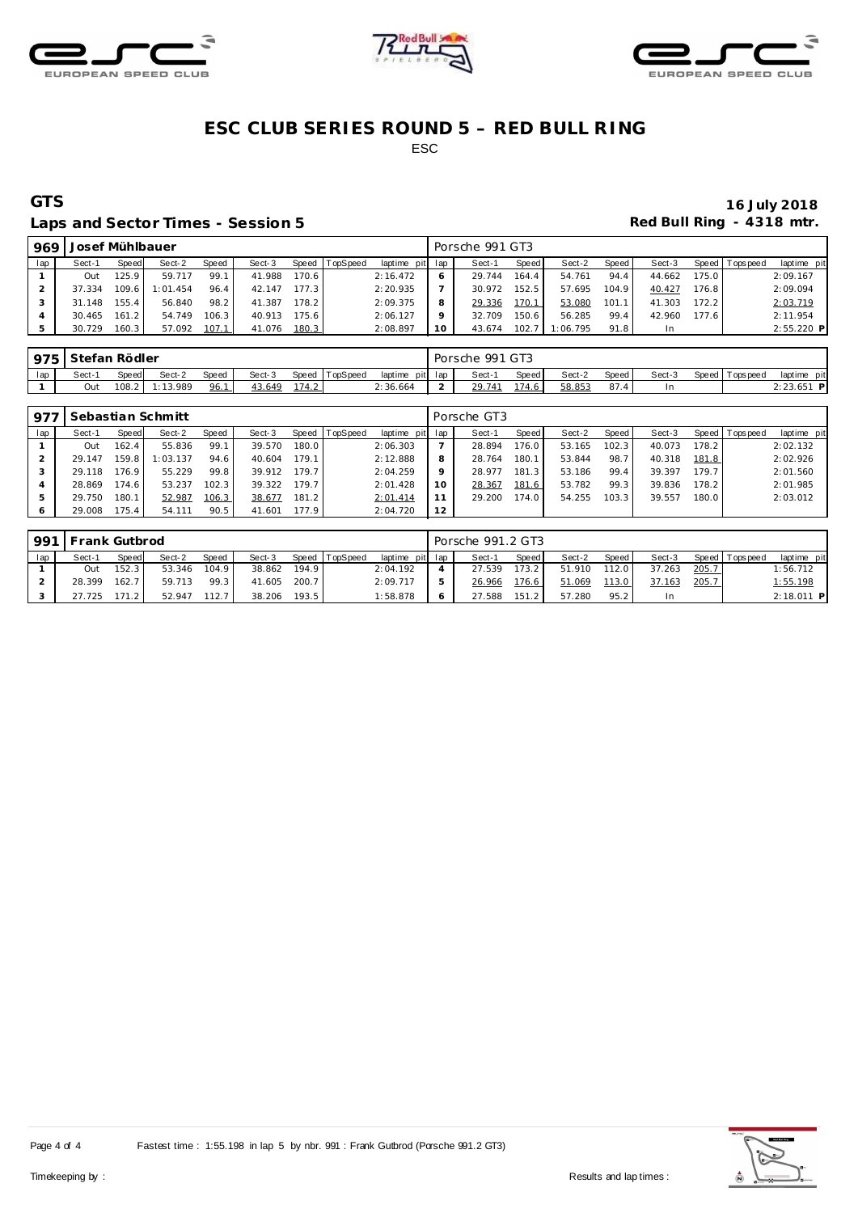# ESC CLUB SERIES ROUND 5 – RED BULL RING

ESC

## GTS

**16 July 2018**

### Laps and Sector Times - Session 5

**Red Bull Ring - 4318 mtr.**

**969 Josef Mühlbauer** — Porsche 991 GT3

| lap | Sect-1 | Speed | Sect-2 | Speed | Sect-3 | Speed | TopSpeed | laptime pit | lap | Sect-1 | Speed | Sect-2 | Speed | Sect-3 | Speed | Topspeed | laptime pit |
|---|---|---|---|---|---|---|---|---|---|---|---|---|---|---|---|---|---|
| 1 | Out | 125.9 | 59.717 | 99.1 | 41.988 | 170.6 | | 2:16.472 | 6 | 29.744 | 164.4 | 54.761 | 94.4 | 44.662 | 175.0 | | 2:09.167 |
| 2 | 37.334 | 109.6 | 1:01.454 | 96.4 | 42.147 | 177.3 | | 2:20.935 | 7 | 30.972 | 152.5 | 57.695 | 104.9 | 40.427 | 176.8 | | 2:09.094 |
| 3 | 31.148 | 155.4 | 56.840 | 98.2 | 41.387 | 178.2 | | 2:09.375 | 8 | 29.336 | 170.1 | 53.080 | 101.1 | 41.303 | 172.2 | | 2:03.719 |
| 4 | 30.465 | 161.2 | 54.749 | 106.3 | 40.913 | 175.6 | | 2:06.127 | 9 | 32.709 | 150.6 | 56.285 | 99.4 | 42.960 | 177.6 | | 2:11.954 |
| 5 | 30.729 | 160.3 | 57.092 | 107.1 | 41.076 | 180.3 | | 2:08.897 | 10 | 43.674 | 102.7 | 1:06.795 | 91.8 | In | | | 2:55.220 P |

**975 Stefan Rödler** — Porsche 991 GT3

| lap | Sect-1 | Speed | Sect-2 | Speed | Sect-3 | Speed | TopSpeed | laptime pit | lap | Sect-1 | Speed | Sect-2 | Speed | Sect-3 | Speed | Topspeed | laptime pit |
|---|---|---|---|---|---|---|---|---|---|---|---|---|---|---|---|---|---|
| 1 | Out | 108.2 | 1:13.989 | 96.1 | 43.649 | 174.2 | | 2:36.664 | 2 | 29.741 | 174.6 | 58.853 | 87.4 | In | | | 2:23.651 P |

**977 Sebastian Schmitt** — Porsche GT3

| lap | Sect-1 | Speed | Sect-2 | Speed | Sect-3 | Speed | TopSpeed | laptime pit | lap | Sect-1 | Speed | Sect-2 | Speed | Sect-3 | Speed | Topspeed | laptime pit |
|---|---|---|---|---|---|---|---|---|---|---|---|---|---|---|---|---|---|
| 1 | Out | 162.4 | 55.836 | 99.1 | 39.570 | 180.0 | | 2:06.303 | 7 | 28.894 | 176.0 | 53.165 | 102.3 | 40.073 | 178.2 | | 2:02.132 |
| 2 | 29.147 | 159.8 | 1:03.137 | 94.6 | 40.604 | 179.1 | | 2:12.888 | 8 | 28.764 | 180.1 | 53.844 | 98.7 | 40.318 | 181.8 | | 2:02.926 |
| 3 | 29.118 | 176.9 | 55.229 | 99.8 | 39.912 | 179.7 | | 2:04.259 | 9 | 28.977 | 181.3 | 53.186 | 99.4 | 39.397 | 179.7 | | 2:01.560 |
| 4 | 28.869 | 174.6 | 53.237 | 102.3 | 39.322 | 179.7 | | 2:01.428 | 10 | 28.367 | 181.6 | 53.782 | 99.3 | 39.836 | 178.2 | | 2:01.985 |
| 5 | 29.750 | 180.1 | 52.987 | 106.3 | 38.677 | 181.2 | | 2:01.414 | 11 | 29.200 | 174.0 | 54.255 | 103.3 | 39.557 | 180.0 | | 2:03.012 |
| 6 | 29.008 | 175.4 | 54.111 | 90.5 | 41.601 | 177.9 | | 2:04.720 | 12 | | | | | | | | |

**991 Frank Gutbrod** — Porsche 991.2 GT3

| lap | Sect-1 | Speed | Sect-2 | Speed | Sect-3 | Speed | TopSpeed | laptime pit | lap | Sect-1 | Speed | Sect-2 | Speed | Sect-3 | Speed | Topspeed | laptime pit |
|---|---|---|---|---|---|---|---|---|---|---|---|---|---|---|---|---|---|
| 1 | Out | 152.3 | 53.346 | 104.9 | 38.862 | 194.9 | | 2:04.192 | 4 | 27.539 | 173.2 | 51.910 | 112.0 | 37.263 | 205.7 | | 1:56.712 |
| 2 | 28.399 | 162.7 | 59.713 | 99.3 | 41.605 | 200.7 | | 2:09.717 | 5 | 26.966 | 176.6 | 51.069 | 113.0 | 37.163 | 205.7 | | 1:55.198 |
| 3 | 27.725 | 171.2 | 52.947 | 112.7 | 38.206 | 193.5 | | 1:58.878 | 6 | 27.588 | 151.2 | 57.280 | 95.2 | In | | | 2:18.011 P |

Fastest time : 1:55.198 in lap 5 by nbr. 991 : Frank Gutbrod (Porsche 991.2 GT3)

Timekeeping by :

Results and lap times :